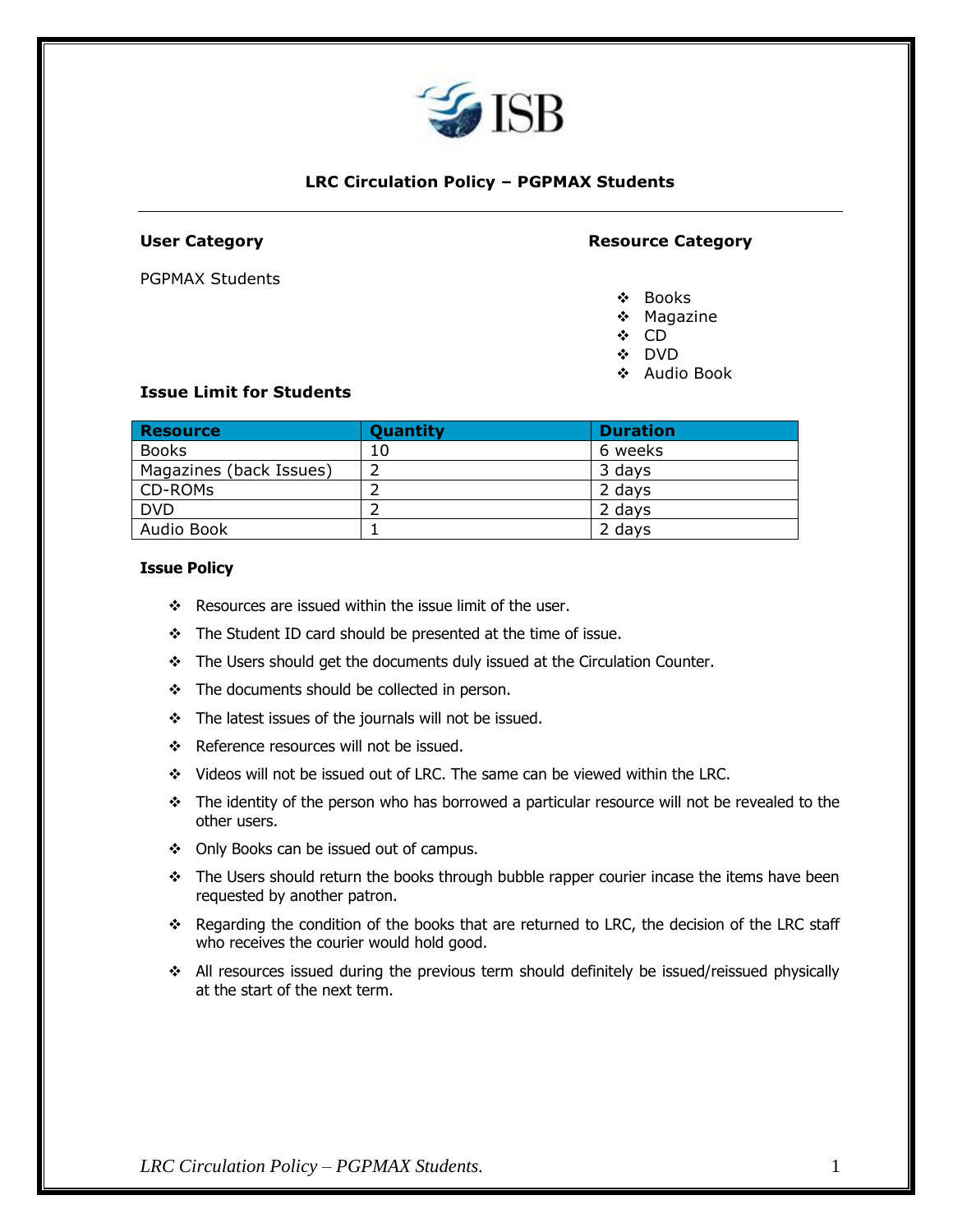# LRC Circulation Policy – PGPMAX Students

**User Category**

PGPMAX Students

**Resource Category**

- Books
- Magazine
- CD
- DVD
- Audio Book

**Issue Limit for Students**

| Resource | Quantity | Duration |
|---|---|---|
| Books | 10 | 6 weeks |
| Magazines (back Issues) | 2 | 3 days |
| CD-ROMs | 2 | 2 days |
| DVD | 2 | 2 days |
| Audio Book | 1 | 2 days |

**Issue Policy**

- Resources are issued within the issue limit of the user.
- The Student ID card should be presented at the time of issue.
- The Users should get the documents duly issued at the Circulation Counter.
- The documents should be collected in person.
- The latest issues of the journals will not be issued.
- Reference resources will not be issued.
- Videos will not be issued out of LRC. The same can be viewed within the LRC.
- The identity of the person who has borrowed a particular resource will not be revealed to the other users.
- Only Books can be issued out of campus.
- The Users should return the books through bubble rapper courier incase the items have been requested by another patron.
- Regarding the condition of the books that are returned to LRC, the decision of the LRC staff who receives the courier would hold good.
- All resources issued during the previous term should definitely be issued/reissued physically at the start of the next term.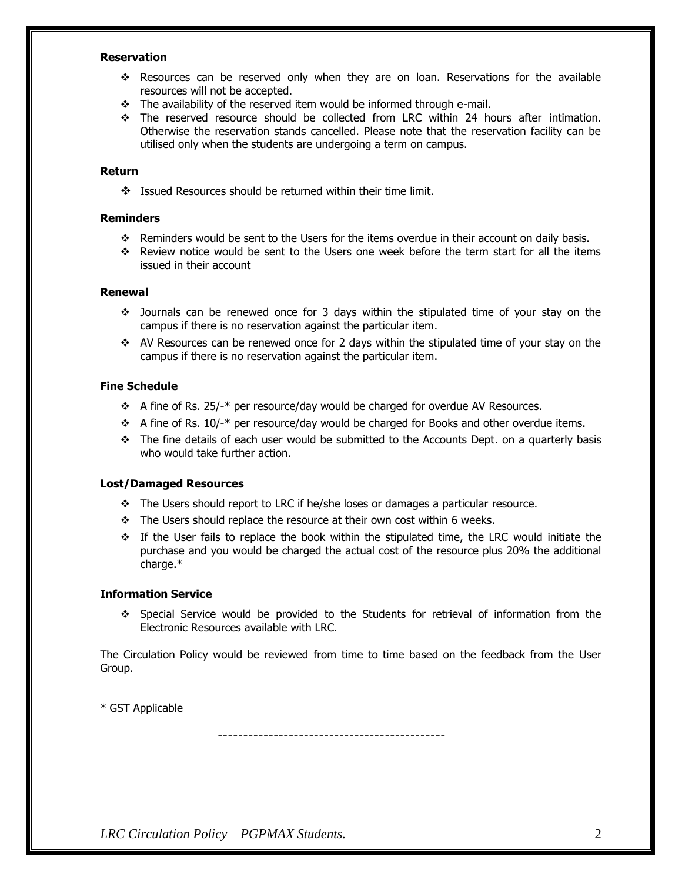**Reservation**

- Resources can be reserved only when they are on loan. Reservations for the available resources will not be accepted.
- The availability of the reserved item would be informed through e-mail.
- The reserved resource should be collected from LRC within 24 hours after intimation. Otherwise the reservation stands cancelled. Please note that the reservation facility can be utilised only when the students are undergoing a term on campus.

**Return**

- Issued Resources should be returned within their time limit.

**Reminders**

- Reminders would be sent to the Users for the items overdue in their account on daily basis.
- Review notice would be sent to the Users one week before the term start for all the items issued in their account

**Renewal**

- Journals can be renewed once for 3 days within the stipulated time of your stay on the campus if there is no reservation against the particular item.
- AV Resources can be renewed once for 2 days within the stipulated time of your stay on the campus if there is no reservation against the particular item.

**Fine Schedule**

- A fine of Rs. 25/-* per resource/day would be charged for overdue AV Resources.
- A fine of Rs. 10/-* per resource/day would be charged for Books and other overdue items.
- The fine details of each user would be submitted to the Accounts Dept. on a quarterly basis who would take further action.

**Lost/Damaged Resources**

- The Users should report to LRC if he/she loses or damages a particular resource.
- The Users should replace the resource at their own cost within 6 weeks.
- If the User fails to replace the book within the stipulated time, the LRC would initiate the purchase and you would be charged the actual cost of the resource plus 20% the additional charge.*

**Information Service**

- Special Service would be provided to the Students for retrieval of information from the Electronic Resources available with LRC.

The Circulation Policy would be reviewed from time to time based on the feedback from the User Group.

\* GST Applicable

---------------------------------------------